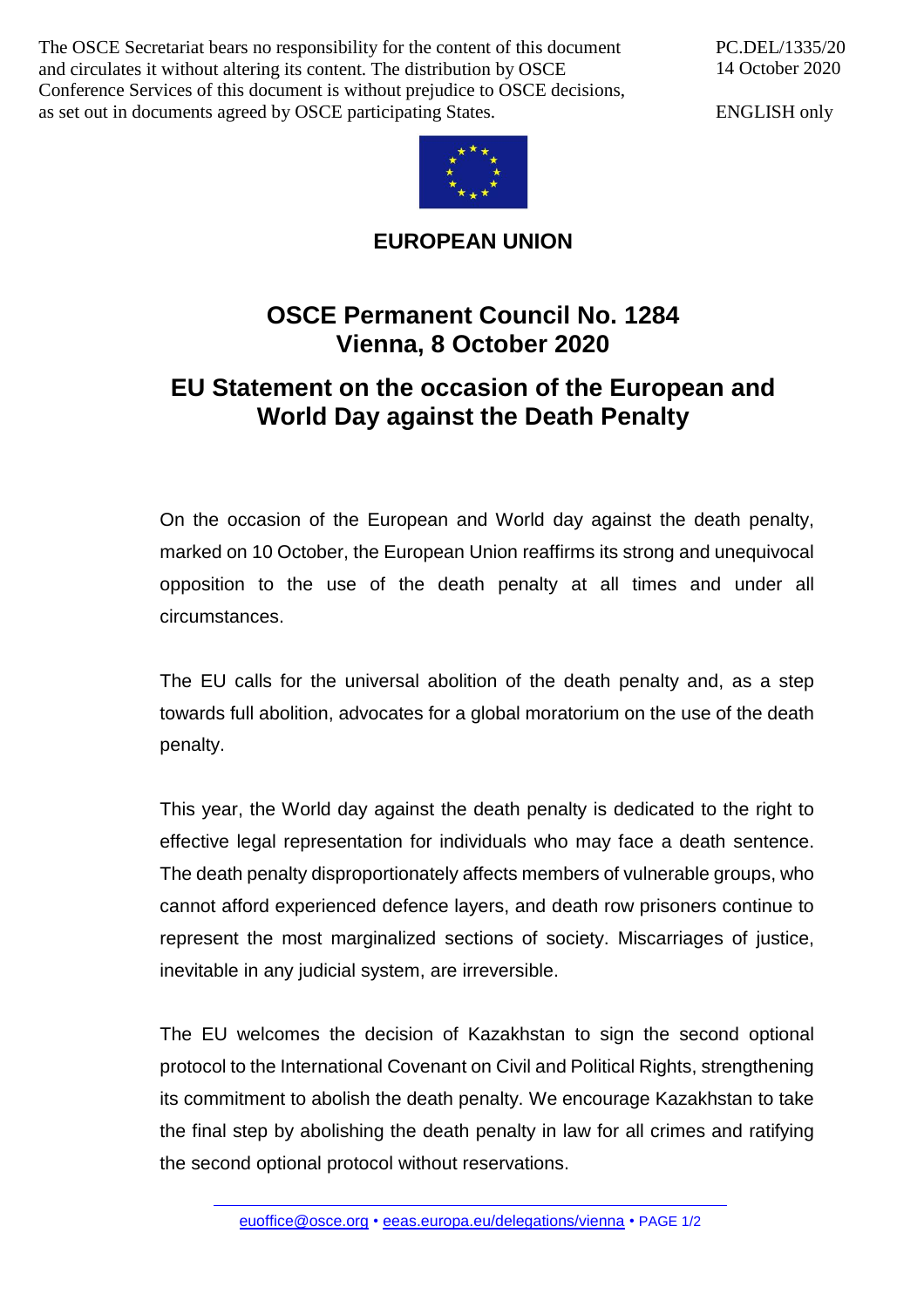The OSCE Secretariat bears no responsibility for the content of this document and circulates it without altering its content. The distribution by OSCE Conference Services of this document is without prejudice to OSCE decisions, as set out in documents agreed by OSCE participating States.

PC.DEL/1335/20
14 October 2020

ENGLISH only

**EUROPEAN UNION**

# OSCE Permanent Council No. 1284
# Vienna, 8 October 2020

## EU Statement on the occasion of the European and World Day against the Death Penalty

On the occasion of the European and World day against the death penalty, marked on 10 October, the European Union reaffirms its strong and unequivocal opposition to the use of the death penalty at all times and under all circumstances.

The EU calls for the universal abolition of the death penalty and, as a step towards full abolition, advocates for a global moratorium on the use of the death penalty.

This year, the World day against the death penalty is dedicated to the right to effective legal representation for individuals who may face a death sentence. The death penalty disproportionately affects members of vulnerable groups, who cannot afford experienced defence layers, and death row prisoners continue to represent the most marginalized sections of society. Miscarriages of justice, inevitable in any judicial system, are irreversible.

The EU welcomes the decision of Kazakhstan to sign the second optional protocol to the International Covenant on Civil and Political Rights, strengthening its commitment to abolish the death penalty. We encourage Kazakhstan to take the final step by abolishing the death penalty in law for all crimes and ratifying the second optional protocol without reservations.

euoffice@osce.org • eeas.europa.eu/delegations/vienna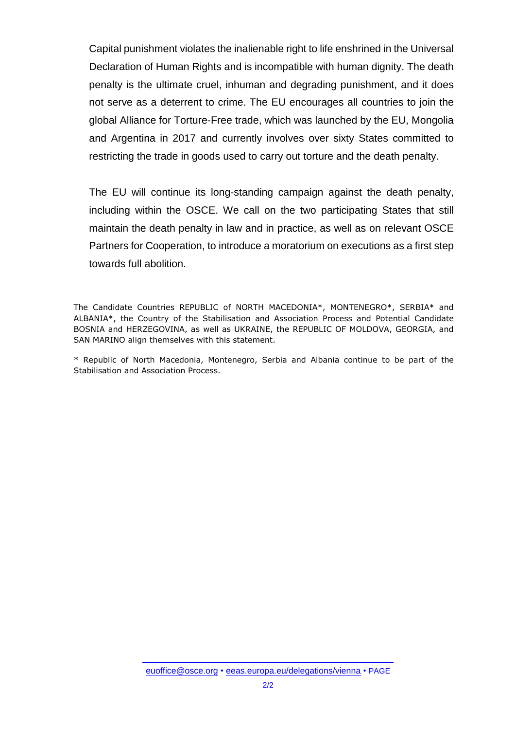Capital punishment violates the inalienable right to life enshrined in the Universal Declaration of Human Rights and is incompatible with human dignity. The death penalty is the ultimate cruel, inhuman and degrading punishment, and it does not serve as a deterrent to crime. The EU encourages all countries to join the global Alliance for Torture-Free trade, which was launched by the EU, Mongolia and Argentina in 2017 and currently involves over sixty States committed to restricting the trade in goods used to carry out torture and the death penalty.

The EU will continue its long-standing campaign against the death penalty, including within the OSCE. We call on the two participating States that still maintain the death penalty in law and in practice, as well as on relevant OSCE Partners for Cooperation, to introduce a moratorium on executions as a first step towards full abolition.

The Candidate Countries REPUBLIC of NORTH MACEDONIA*, MONTENEGRO*, SERBIA* and ALBANIA*, the Country of the Stabilisation and Association Process and Potential Candidate BOSNIA and HERZEGOVINA, as well as UKRAINE, the REPUBLIC OF MOLDOVA, GEORGIA, and SAN MARINO align themselves with this statement.

* Republic of North Macedonia, Montenegro, Serbia and Albania continue to be part of the Stabilisation and Association Process.